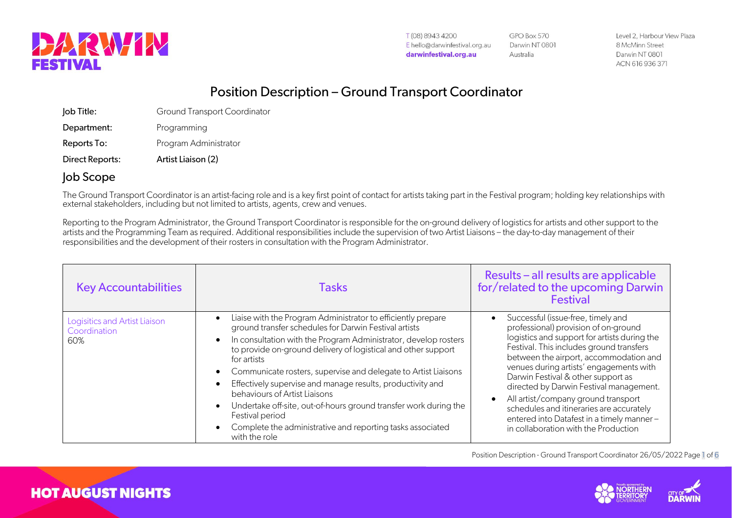T (08) 8943 4200
E hello@darwinfestival.org.au
**darwinfestival.org.au**

GPO Box 570
Darwin NT 0801
Australia

Level 2, Harbour View Plaza
8 McMinn Street
Darwin NT 0801
ACN 616 936 371

# Position Description – Ground Transport Coordinator

| | |
|---|---|
| Job Title: | Ground Transport Coordinator |
| Department: | Programming |
| Reports To: | Program Administrator |
| Direct Reports: | Artist Liaison (2) |

## Job Scope

The Ground Transport Coordinator is an artist-facing role and is a key first point of contact for artists taking part in the Festival program; holding key relationships with external stakeholders, including but not limited to artists, agents, crew and venues.

Reporting to the Program Administrator, the Ground Transport Coordinator is responsible for the on-ground delivery of logistics for artists and other support to the artists and the Programming Team as required. Additional responsibilities include the supervision of two Artist Liaisons – the day-to-day management of their responsibilities and the development of their rosters in consultation with the Program Administrator.

| Key Accountabilities | Tasks | Results – all results are applicable for/related to the upcoming Darwin Festival |
|---|---|---|
| Logisitics and Artist Liaison Coordination<br>60% | • Liaise with the Program Administrator to efficiently prepare ground transfer schedules for Darwin Festival artists<br>• In consultation with the Program Administrator, develop rosters to provide on-ground delivery of logistical and other support for artists<br>• Communicate rosters, supervise and delegate to Artist Liaisons<br>• Effectively supervise and manage results, productivity and behaviours of Artist Liaisons<br>• Undertake off-site, out-of-hours ground transfer work during the Festival period<br>• Complete the administrative and reporting tasks associated with the role | • Successful (issue-free, timely and professional) provision of on-ground logistics and support for artists during the Festival. This includes ground transfers between the airport, accommodation and venues during artists' engagements with Darwin Festival & other support as directed by Darwin Festival management.<br>• All artist/company ground transport schedules and itineraries are accurately entered into Datafest in a timely manner – in collaboration with the Production |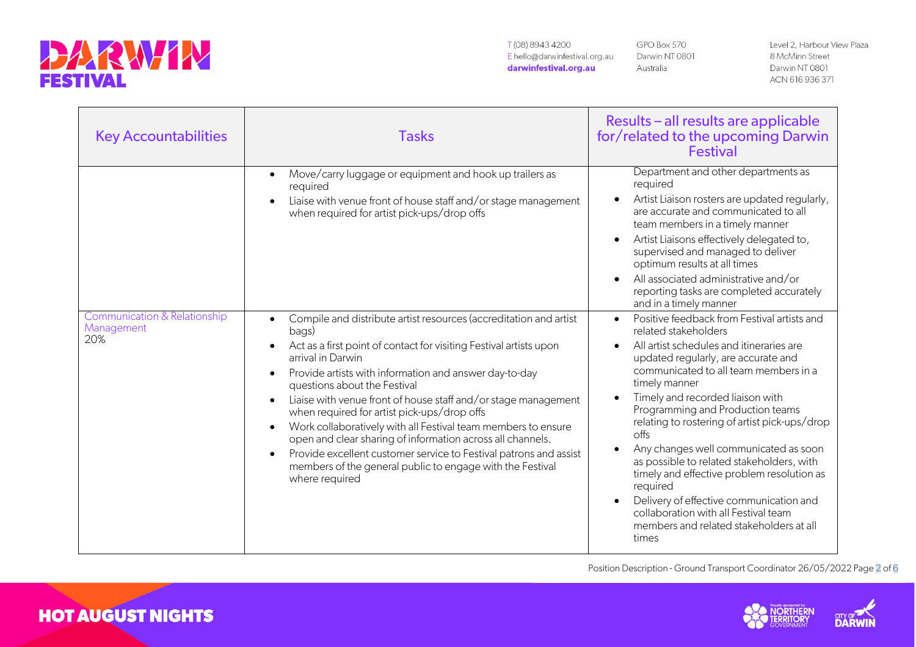| Key Accountabilities | Tasks | Results – all results are applicable for/related to the upcoming Darwin Festival |
|---|---|---|
| | • Move/carry luggage or equipment and hook up trailers as required<br>• Liaise with venue front of house staff and/or stage management when required for artist pick-ups/drop offs | Department and other departments as required<br>• Artist Liaison rosters are updated regularly, are accurate and communicated to all team members in a timely manner<br>• Artist Liaisons effectively delegated to, supervised and managed to deliver optimum results at all times<br>• All associated administrative and/or reporting tasks are completed accurately and in a timely manner |
| Communication & Relationship Management<br>20% | • Compile and distribute artist resources (accreditation and artist bags)<br>• Act as a first point of contact for visiting Festival artists upon arrival in Darwin<br>• Provide artists with information and answer day-to-day questions about the Festival<br>• Liaise with venue front of house staff and/or stage management when required for artist pick-ups/drop offs<br>• Work collaboratively with all Festival team members to ensure open and clear sharing of information across all channels.<br>• Provide excellent customer service to Festival patrons and assist members of the general public to engage with the Festival where required | • Positive feedback from Festival artists and related stakeholders<br>• All artist schedules and itineraries are updated regularly, are accurate and communicated to all team members in a timely manner<br>• Timely and recorded liaison with Programming and Production teams relating to rostering of artist pick-ups/drop offs<br>• Any changes well communicated as soon as possible to related stakeholders, with timely and effective problem resolution as required<br>• Delivery of effective communication and collaboration with all Festival team members and related stakeholders at all times |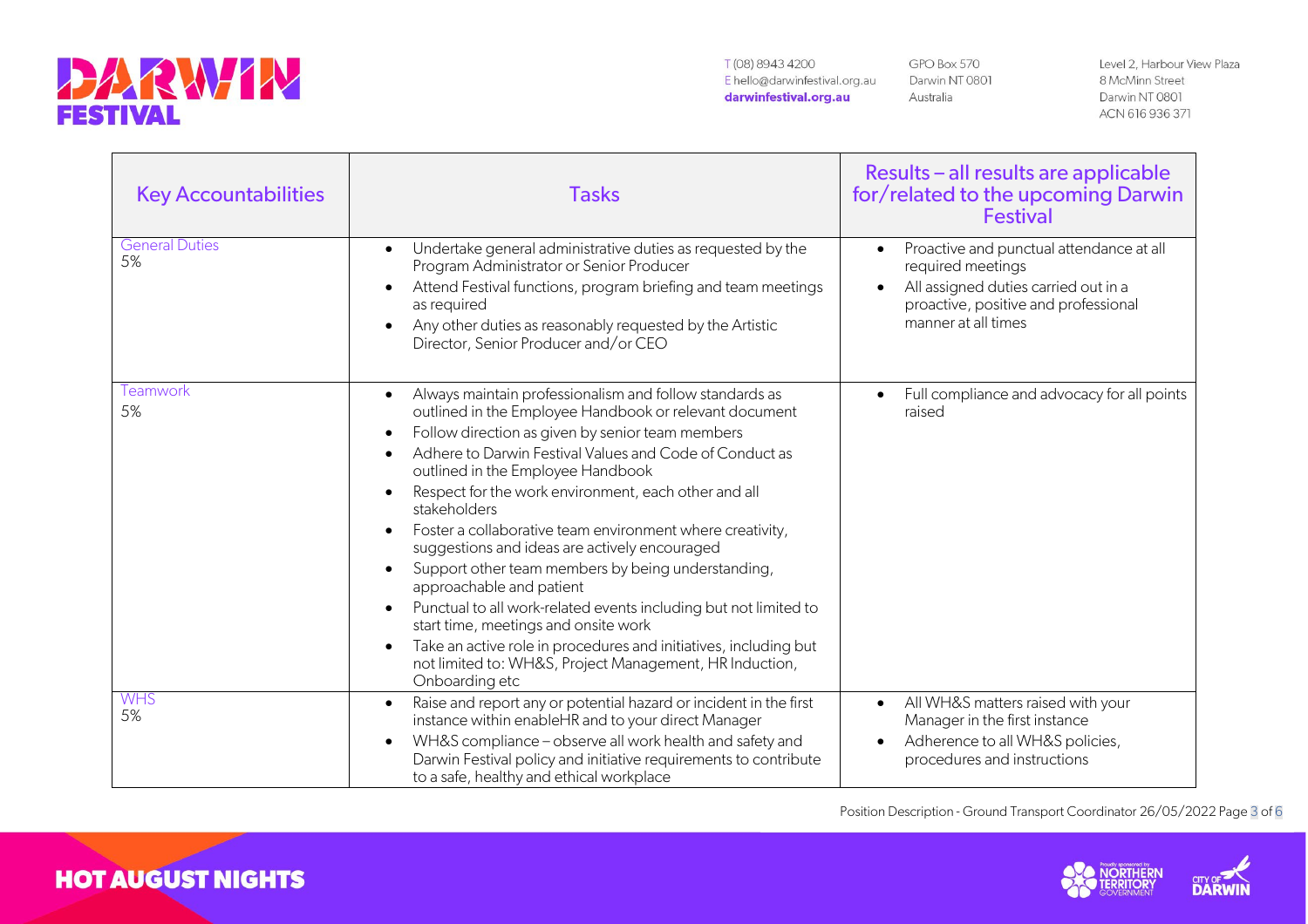| Key Accountabilities | Tasks | Results – all results are applicable for/related to the upcoming Darwin Festival |
|---|---|---|
| General Duties<br>5% | • Undertake general administrative duties as requested by the Program Administrator or Senior Producer<br>• Attend Festival functions, program briefing and team meetings as required<br>• Any other duties as reasonably requested by the Artistic Director, Senior Producer and/or CEO | • Proactive and punctual attendance at all required meetings<br>• All assigned duties carried out in a proactive, positive and professional manner at all times |
| Teamwork<br>5% | • Always maintain professionalism and follow standards as outlined in the Employee Handbook or relevant document<br>• Follow direction as given by senior team members<br>• Adhere to Darwin Festival Values and Code of Conduct as outlined in the Employee Handbook<br>• Respect for the work environment, each other and all stakeholders<br>• Foster a collaborative team environment where creativity, suggestions and ideas are actively encouraged<br>• Support other team members by being understanding, approachable and patient<br>• Punctual to all work-related events including but not limited to start time, meetings and onsite work<br>• Take an active role in procedures and initiatives, including but not limited to: WH&S, Project Management, HR Induction, Onboarding etc | • Full compliance and advocacy for all points raised |
| WHS<br>5% | • Raise and report any or potential hazard or incident in the first instance within enableHR and to your direct Manager<br>• WH&S compliance – observe all work health and safety and Darwin Festival policy and initiative requirements to contribute to a safe, healthy and ethical workplace | • All WH&S matters raised with your Manager in the first instance<br>• Adherence to all WH&S policies, procedures and instructions |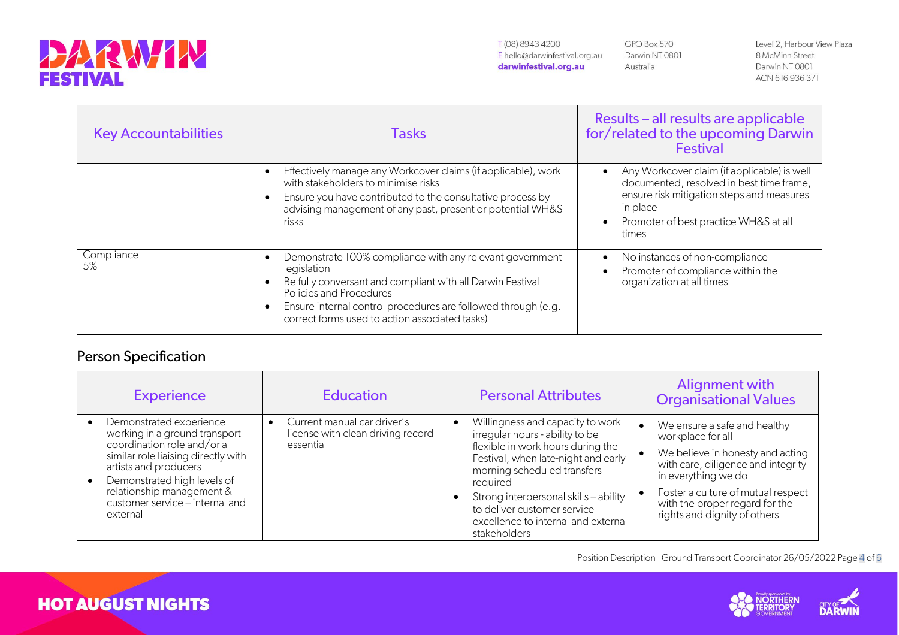| Key Accountabilities | Tasks | Results – all results are applicable for/related to the upcoming Darwin Festival |
|---|---|---|
| | • Effectively manage any Workcover claims (if applicable), work with stakeholders to minimise risks<br>• Ensure you have contributed to the consultative process by advising management of any past, present or potential WH&S risks | • Any Workcover claim (if applicable) is well documented, resolved in best time frame, ensure risk mitigation steps and measures in place<br>• Promoter of best practice WH&S at all times |
| Compliance<br>5% | • Demonstrate 100% compliance with any relevant government legislation<br>• Be fully conversant and compliant with all Darwin Festival Policies and Procedures<br>• Ensure internal control procedures are followed through (e.g. correct forms used to action associated tasks) | • No instances of non-compliance<br>• Promoter of compliance within the organization at all times |

## Person Specification

| Experience | Education | Personal Attributes | Alignment with Organisational Values |
|---|---|---|---|
| • Demonstrated experience working in a ground transport coordination role and/or a similar role liaising directly with artists and producers<br>• Demonstrated high levels of relationship management & customer service – internal and external | • Current manual car driver's license with clean driving record essential | • Willingness and capacity to work irregular hours - ability to be flexible in work hours during the Festival, when late-night and early morning scheduled transfers required<br>• Strong interpersonal skills – ability to deliver customer service excellence to internal and external stakeholders | • We ensure a safe and healthy workplace for all<br>• We believe in honesty and acting with care, diligence and integrity in everything we do<br>• Foster a culture of mutual respect with the proper regard for the rights and dignity of others |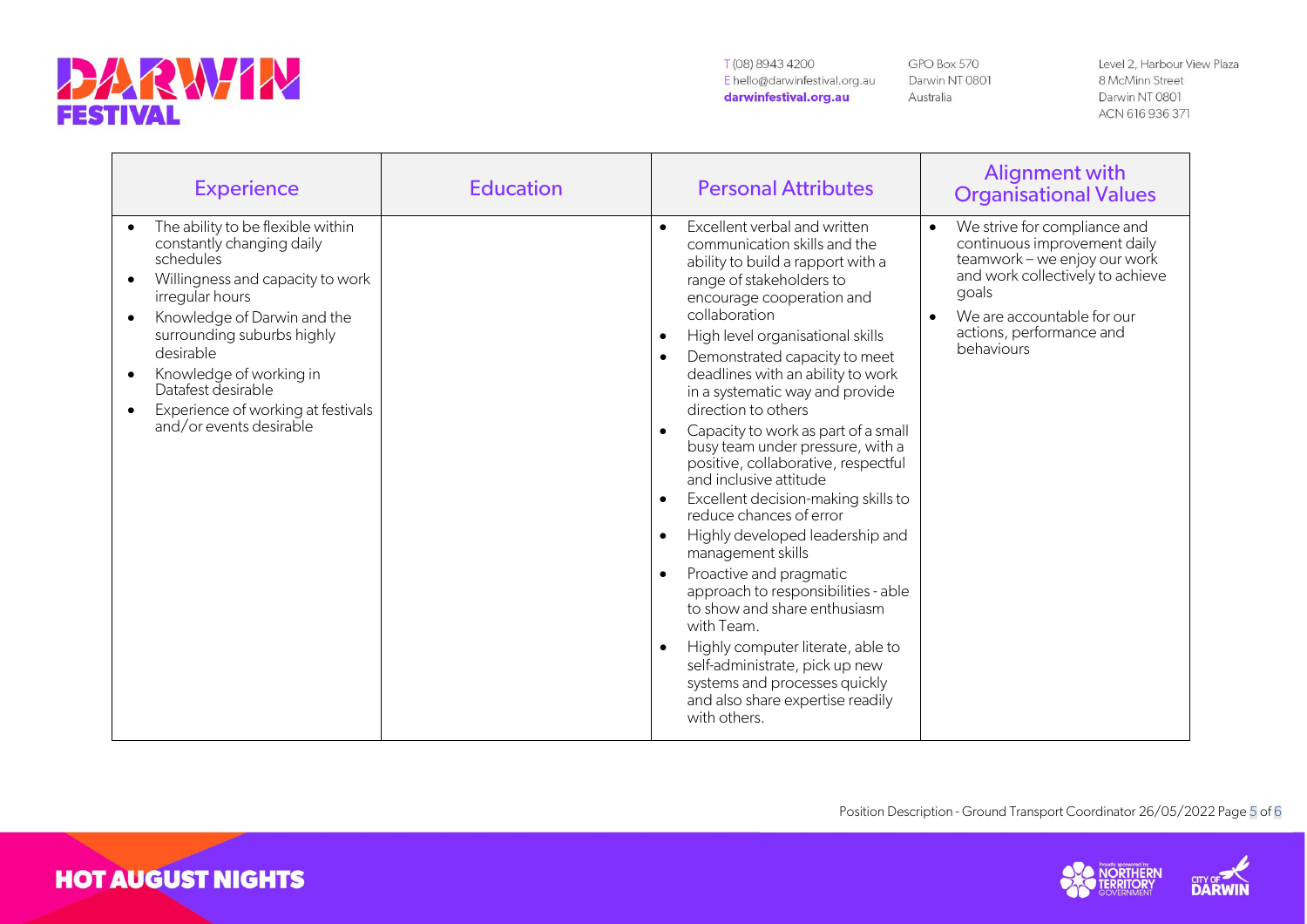| Experience | Education | Personal Attributes | Alignment with Organisational Values |
|---|---|---|---|
| • The ability to be flexible within constantly changing daily schedules<br>• Willingness and capacity to work irregular hours<br>• Knowledge of Darwin and the surrounding suburbs highly desirable<br>• Knowledge of working in Datafest desirable<br>• Experience of working at festivals and/or events desirable | | • Excellent verbal and written communication skills and the ability to build a rapport with a range of stakeholders to encourage cooperation and collaboration<br>• High level organisational skills<br>• Demonstrated capacity to meet deadlines with an ability to work in a systematic way and provide direction to others<br>• Capacity to work as part of a small busy team under pressure, with a positive, collaborative, respectful and inclusive attitude<br>• Excellent decision-making skills to reduce chances of error<br>• Highly developed leadership and management skills<br>• Proactive and pragmatic approach to responsibilities - able to show and share enthusiasm with Team.<br>• Highly computer literate, able to self-administrate, pick up new systems and processes quickly and also share expertise readily with others. | • We strive for compliance and continuous improvement daily teamwork – we enjoy our work and work collectively to achieve goals<br>• We are accountable for our actions, performance and behaviours |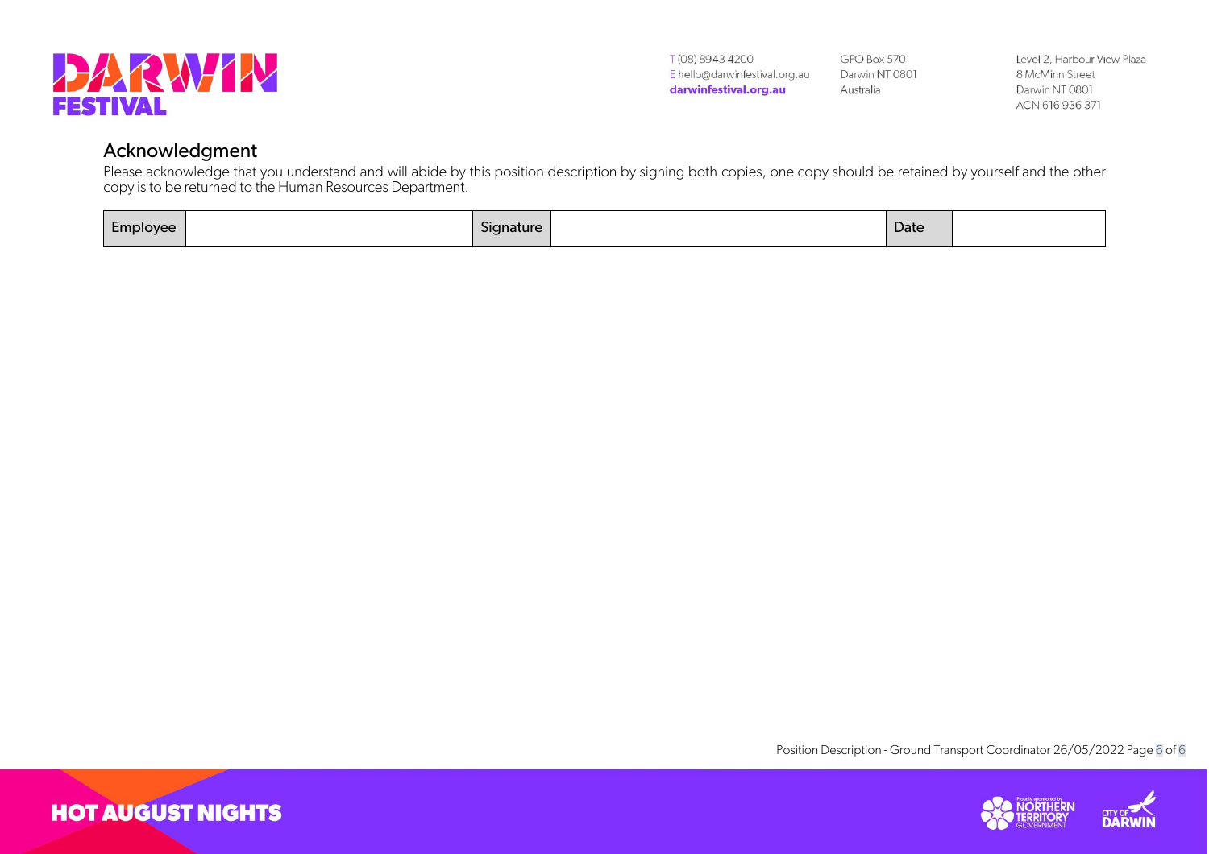## Acknowledgment

Please acknowledge that you understand and will abide by this position description by signing both copies, one copy should be retained by yourself and the other copy is to be returned to the Human Resources Department.

| | | | | | |
|---|---|---|---|---|---|
| Employee | | Signature | | Date | |